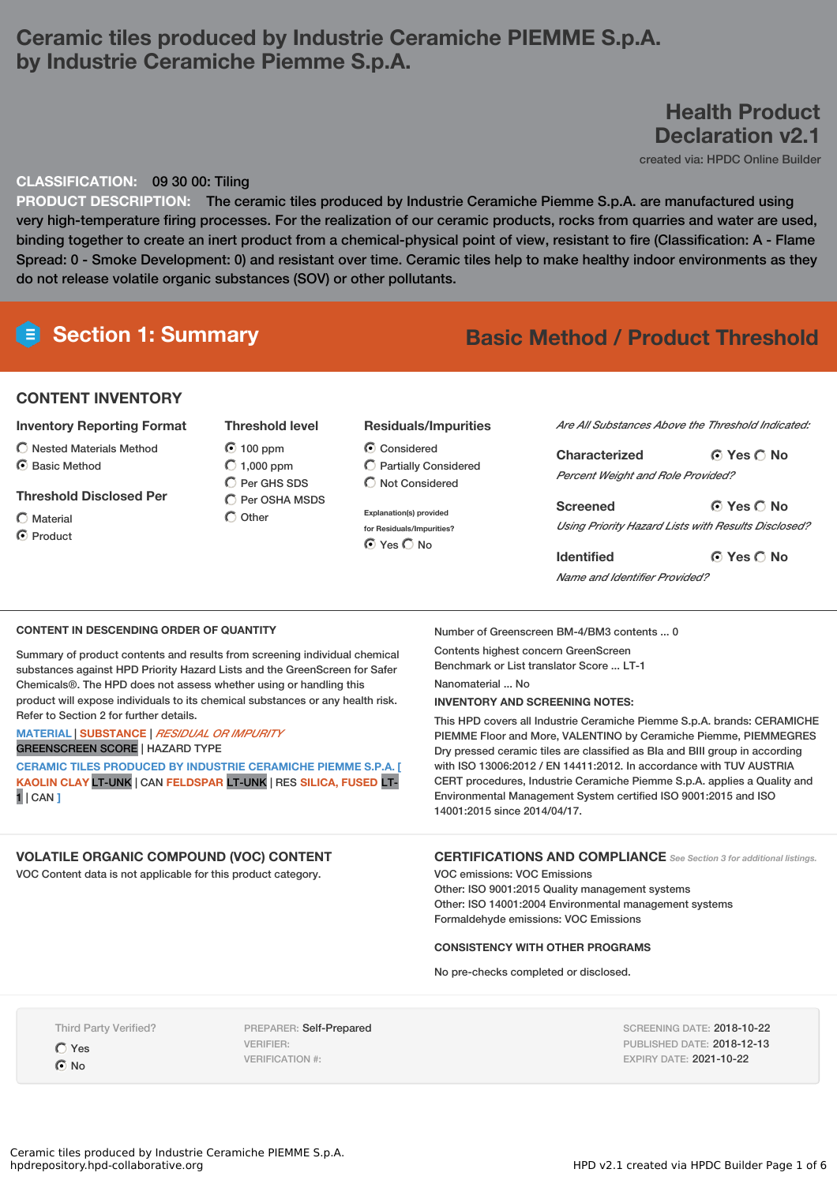# Ceramic tiles produced by Industrie Ceramiche PIEMME S.p.A. by Industrie Ceramiche Piemme S.p.A.

## Health Product Declaration v2.1

created via: HPDC Online Builder

**CLASSIFICATION:** 09 30 00: Tiling

**PRODUCT DESCRIPTION:** The ceramic tiles produced by Industrie Ceramiche Piemme S.p.A. are manufactured using very high-temperature firing processes. For the realization of our ceramic products, rocks from quarries and water are used, binding together to create an inert product from a chemical-physical point of view, resistant to fire (Classification: A - Flame Spread: 0 - Smoke Development: 0) and resistant over time. Ceramic tiles help to make healthy indoor environments as they do not release volatile organic substances (SOV) or other pollutants.

## Section 1: Summary

**Basic Method / Product Threshold**

### CONTENT INVENTORY

**Inventory Reporting Format**
- ◯ Nested Materials Method
- ◉ Basic Method

**Threshold Disclosed Per**
- ◯ Material
- ◉ Product

**Threshold level**
- ◉ 100 ppm
- ◯ 1,000 ppm
- ◯ Per GHS SDS
- ◯ Per OSHA MSDS
- ◯ Other

**Residuals/Impurities**
- ◉ Considered
- ◯ Partially Considered
- ◯ Not Considered

Explanation(s) provided for Residuals/Impurities?
◉ Yes ◯ No

*Are All Substances Above the Threshold Indicated:*

**Characterized** ◉ Yes ◯ No
*Percent Weight and Role Provided?*

**Screened** ◉ Yes ◯ No
*Using Priority Hazard Lists with Results Disclosed?*

**Identified** ◉ Yes ◯ No
*Name and Identifier Provided?*

### CONTENT IN DESCENDING ORDER OF QUANTITY

Summary of product contents and results from screening individual chemical substances against HPD Priority Hazard Lists and the GreenScreen for Safer Chemicals®. The HPD does not assess whether using or handling this product will expose individuals to its chemical substances or any health risk. Refer to Section 2 for further details.

MATERIAL | SUBSTANCE | *RESIDUAL OR IMPURITY*
GREENSCREEN SCORE | HAZARD TYPE

CERAMIC TILES PRODUCED BY INDUSTRIE CERAMICHE PIEMME S.P.A. [ KAOLIN CLAY LT-UNK | CAN FELDSPAR LT-UNK | RES SILICA, FUSED LT-1 | CAN ]

Number of Greenscreen BM-4/BM3 contents ... 0

Contents highest concern GreenScreen Benchmark or List translator Score ... LT-1

Nanomaterial ... No

**INVENTORY AND SCREENING NOTES:**

This HPD covers all Industrie Ceramiche Piemme S.p.A. brands: CERAMICHE PIEMME Floor and More, VALENTINO by Ceramiche Piemme, PIEMMEGRES Dry pressed ceramic tiles are classified as BIa and BIII group in according with ISO 13006:2012 / EN 14411:2012. In accordance with TUV AUSTRIA CERT procedures, Industrie Ceramiche Piemme S.p.A. applies a Quality and Environmental Management System certified ISO 9001:2015 and ISO 14001:2015 since 2014/04/17.

### VOLATILE ORGANIC COMPOUND (VOC) CONTENT

VOC Content data is not applicable for this product category.

### CERTIFICATIONS AND COMPLIANCE

*See Section 3 for additional listings.*

VOC emissions: VOC Emissions
Other: ISO 9001:2015 Quality management systems
Other: ISO 14001:2004 Environmental management systems
Formaldehyde emissions: VOC Emissions

**CONSISTENCY WITH OTHER PROGRAMS**

No pre-checks completed or disclosed.

Third Party Verified?
- ◯ Yes
- ◉ No

PREPARER: Self-Prepared
VERIFIER:
VERIFICATION #:

SCREENING DATE: 2018-10-22
PUBLISHED DATE: 2018-12-13
EXPIRY DATE: 2021-10-22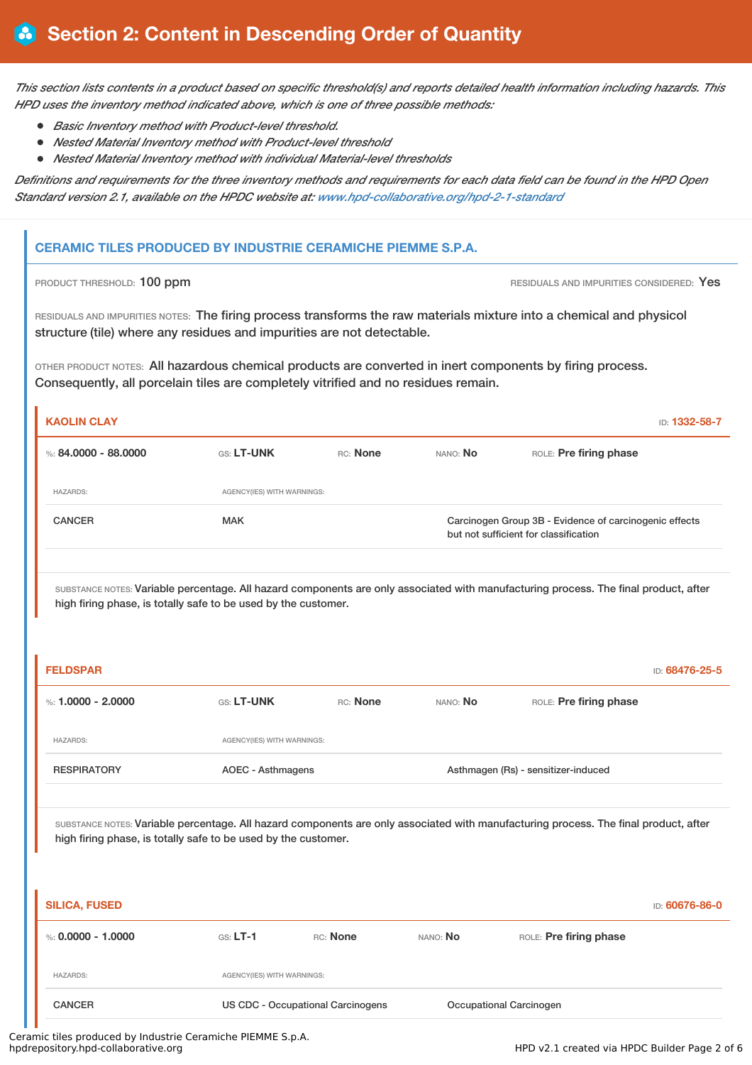# Section 2: Content in Descending Order of Quantity

*This section lists contents in a product based on specific threshold(s) and reports detailed health information including hazards. This HPD uses the inventory method indicated above, which is one of three possible methods:*

- *Basic Inventory method with Product-level threshold.*
- *Nested Material Inventory method with Product-level threshold*
- *Nested Material Inventory method with individual Material-level thresholds*

*Definitions and requirements for the three inventory methods and requirements for each data field can be found in the HPD Open Standard version 2.1, available on the HPDC website at: www.hpd-collaborative.org/hpd-2-1-standard*

## CERAMIC TILES PRODUCED BY INDUSTRIE CERAMICHE PIEMME S.P.A.

PRODUCT THRESHOLD: 100 ppm

RESIDUALS AND IMPURITIES CONSIDERED: Yes

RESIDUALS AND IMPURITIES NOTES: The firing process transforms the raw materials mixture into a chemical and physicol structure (tile) where any residues and impurities are not detectable.

OTHER PRODUCT NOTES: All hazardous chemical products are converted in inert components by firing process. Consequently, all porcelain tiles are completely vitrified and no residues remain.

### KAOLIN CLAY

ID: 1332-58-7

%: 84.0000 - 88.0000 | GS: LT-UNK | RC: None | NANO: No | ROLE: Pre firing phase

| HAZARDS: | AGENCY(IES) WITH WARNINGS: | |
|---|---|---|
| CANCER | MAK | Carcinogen Group 3B - Evidence of carcinogenic effects but not sufficient for classification |

SUBSTANCE NOTES: Variable percentage. All hazard components are only associated with manufacturing process. The final product, after high firing phase, is totally safe to be used by the customer.

### FELDSPAR

ID: 68476-25-5

%: 1.0000 - 2.0000 | GS: LT-UNK | RC: None | NANO: No | ROLE: Pre firing phase

| HAZARDS: | AGENCY(IES) WITH WARNINGS: | |
|---|---|---|
| RESPIRATORY | AOEC - Asthmagens | Asthmagen (Rs) - sensitizer-induced |

SUBSTANCE NOTES: Variable percentage. All hazard components are only associated with manufacturing process. The final product, after high firing phase, is totally safe to be used by the customer.

### SILICA, FUSED

ID: 60676-86-0

%: 0.0000 - 1.0000 | GS: LT-1 | RC: None | NANO: No | ROLE: Pre firing phase

| HAZARDS: | AGENCY(IES) WITH WARNINGS: | |
|---|---|---|
| CANCER | US CDC - Occupational Carcinogens | Occupational Carcinogen |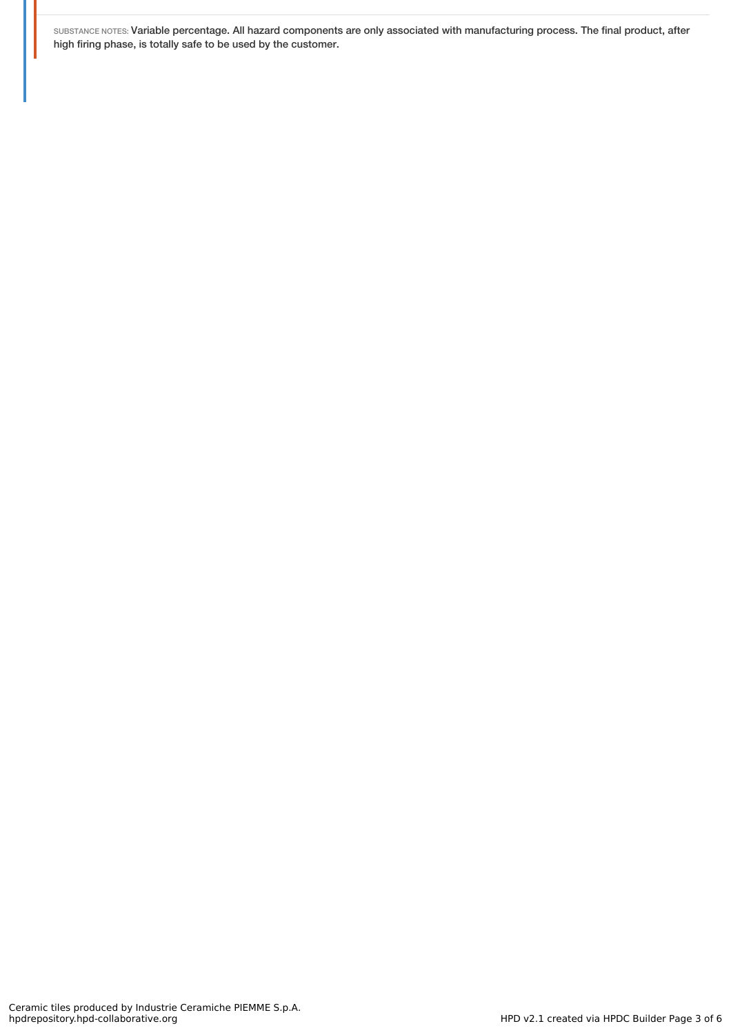SUBSTANCE NOTES: Variable percentage. All hazard components are only associated with manufacturing process. The final product, after high firing phase, is totally safe to be used by the customer.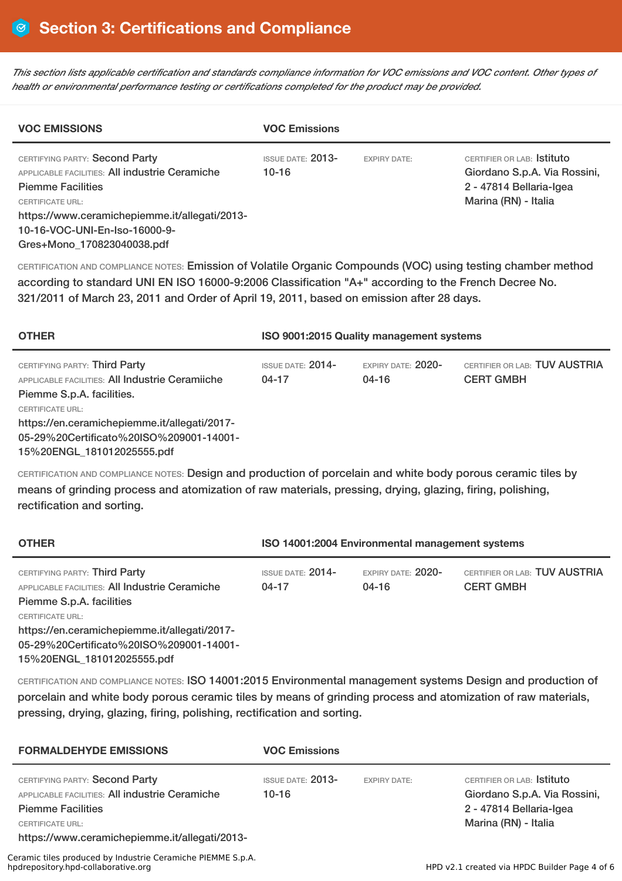# Section 3: Certifications and Compliance

*This section lists applicable certification and standards compliance information for VOC emissions and VOC content. Other types of health or environmental performance testing or certifications completed for the product may be provided.*

| **VOC EMISSIONS** | **VOC Emissions** | | |
|---|---|---|---|
| CERTIFYING PARTY: Second Party<br>APPLICABLE FACILITIES: All industrie Ceramiche Piemme Facilities<br>CERTIFICATE URL:<br>https://www.ceramichepiemme.it/allegati/2013-10-16-VOC-UNI-En-Iso-16000-9-Gres+Mono_170823040038.pdf | ISSUE DATE: 2013-10-16 | EXPIRY DATE: | CERTIFIER OR LAB: Istituto Giordano S.p.A. Via Rossini, 2 - 47814 Bellaria-Igea Marina (RN) - Italia |

CERTIFICATION AND COMPLIANCE NOTES: Emission of Volatile Organic Compounds (VOC) using testing chamber method according to standard UNI EN ISO 16000-9:2006 Classification "A+" according to the French Decree No. 321/2011 of March 23, 2011 and Order of April 19, 2011, based on emission after 28 days.

| **OTHER** | **ISO 9001:2015 Quality management systems** | | |
|---|---|---|---|
| CERTIFYING PARTY: Third Party<br>APPLICABLE FACILITIES: All Industrie Ceramiiche Piemme S.p.A. facilities.<br>CERTIFICATE URL:<br>https://en.ceramichepiemme.it/allegati/2017-05-29%20Certificato%20ISO%209001-14001-15%20ENGL_181012025555.pdf | ISSUE DATE: 2014-04-17 | EXPIRY DATE: 2020-04-16 | CERTIFIER OR LAB: TUV AUSTRIA CERT GMBH |

CERTIFICATION AND COMPLIANCE NOTES: Design and production of porcelain and white body porous ceramic tiles by means of grinding process and atomization of raw materials, pressing, drying, glazing, firing, polishing, rectification and sorting.

| **OTHER** | **ISO 14001:2004 Environmental management systems** | | |
|---|---|---|---|
| CERTIFYING PARTY: Third Party<br>APPLICABLE FACILITIES: All Industrie Ceramiche Piemme S.p.A. facilities<br>CERTIFICATE URL:<br>https://en.ceramichepiemme.it/allegati/2017-05-29%20Certificato%20ISO%209001-14001-15%20ENGL_181012025555.pdf | ISSUE DATE: 2014-04-17 | EXPIRY DATE: 2020-04-16 | CERTIFIER OR LAB: TUV AUSTRIA CERT GMBH |

CERTIFICATION AND COMPLIANCE NOTES: ISO 14001:2015 Environmental management systems Design and production of porcelain and white body porous ceramic tiles by means of grinding process and atomization of raw materials, pressing, drying, glazing, firing, polishing, rectification and sorting.

| **FORMALDEHYDE EMISSIONS** | **VOC Emissions** | | |
|---|---|---|---|
| CERTIFYING PARTY: Second Party<br>APPLICABLE FACILITIES: All industrie Ceramiche Piemme Facilities<br>CERTIFICATE URL:<br>https://www.ceramichepiemme.it/allegati/2013- | ISSUE DATE: 2013-10-16 | EXPIRY DATE: | CERTIFIER OR LAB: Istituto Giordano S.p.A. Via Rossini, 2 - 47814 Bellaria-Igea Marina (RN) - Italia |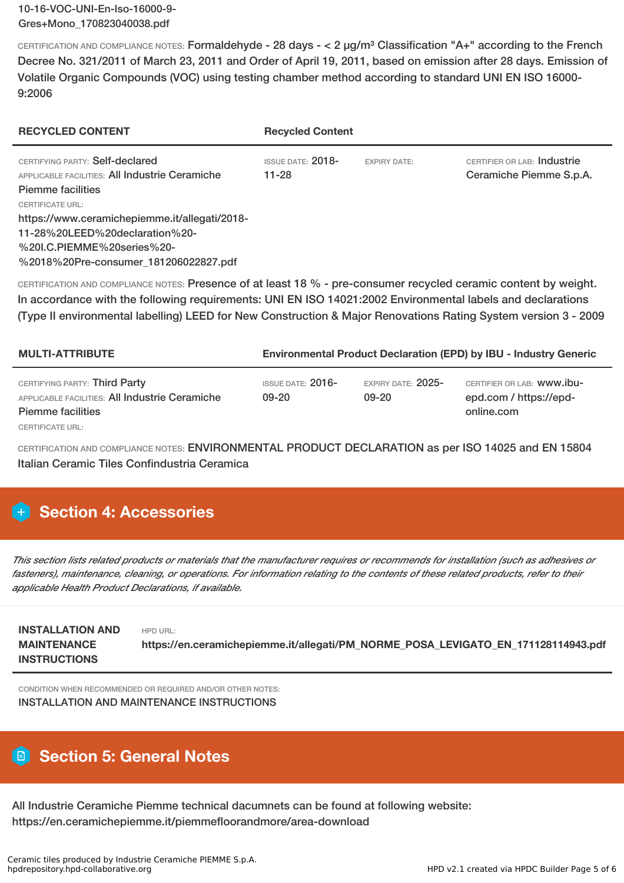10-16-VOC-UNI-En-Iso-16000-9-Gres+Mono_170823040038.pdf

CERTIFICATION AND COMPLIANCE NOTES: Formaldehyde - 28 days - < 2 µg/m³ Classification "A+" according to the French Decree No. 321/2011 of March 23, 2011 and Order of April 19, 2011, based on emission after 28 days. Emission of Volatile Organic Compounds (VOC) using testing chamber method according to standard UNI EN ISO 16000-9:2006

| RECYCLED CONTENT | Recycled Content | | |
|---|---|---|---|
| CERTIFYING PARTY: Self-declared<br>APPLICABLE FACILITIES: All Industrie Ceramiche Piemme facilities<br>CERTIFICATE URL:<br>https://www.ceramichepiemme.it/allegati/2018-11-28%20LEED%20declaration%20-%20I.C.PIEMME%20series%20-%2018%20Pre-consumer_181206022827.pdf | ISSUE DATE: 2018-11-28 | EXPIRY DATE: | CERTIFIER OR LAB: Industrie Ceramiche Piemme S.p.A. |

CERTIFICATION AND COMPLIANCE NOTES: Presence of at least 18 % - pre-consumer recycled ceramic content by weight. In accordance with the following requirements: UNI EN ISO 14021:2002 Environmental labels and declarations (Type II environmental labelling) LEED for New Construction & Major Renovations Rating System version 3 - 2009

| MULTI-ATTRIBUTE | Environmental Product Declaration (EPD) by IBU - Industry Generic | | |
|---|---|---|---|
| CERTIFYING PARTY: Third Party<br>APPLICABLE FACILITIES: All Industrie Ceramiche Piemme facilities<br>CERTIFICATE URL: | ISSUE DATE: 2016-09-20 | EXPIRY DATE: 2025-09-20 | CERTIFIER OR LAB: www.ibu-epd.com / https://epd-online.com |

CERTIFICATION AND COMPLIANCE NOTES: ENVIRONMENTAL PRODUCT DECLARATION as per ISO 14025 and EN 15804 Italian Ceramic Tiles Confindustria Ceramica

## Section 4: Accessories

*This section lists related products or materials that the manufacturer requires or recommends for installation (such as adhesives or fasteners), maintenance, cleaning, or operations. For information relating to the contents of these related products, refer to their applicable Health Product Declarations, if available.*

| INSTALLATION AND MAINTENANCE INSTRUCTIONS | HPD URL:<br>https://en.ceramichepiemme.it/allegati/PM_NORME_POSA_LEVIGATO_EN_171128114943.pdf |
|---|---|

CONDITION WHEN RECOMMENDED OR REQUIRED AND/OR OTHER NOTES:
INSTALLATION AND MAINTENANCE INSTRUCTIONS

## Section 5: General Notes

All Industrie Ceramiche Piemme technical dacumnets can be found at following website: https://en.ceramichepiemme.it/piemmefloorandmore/area-download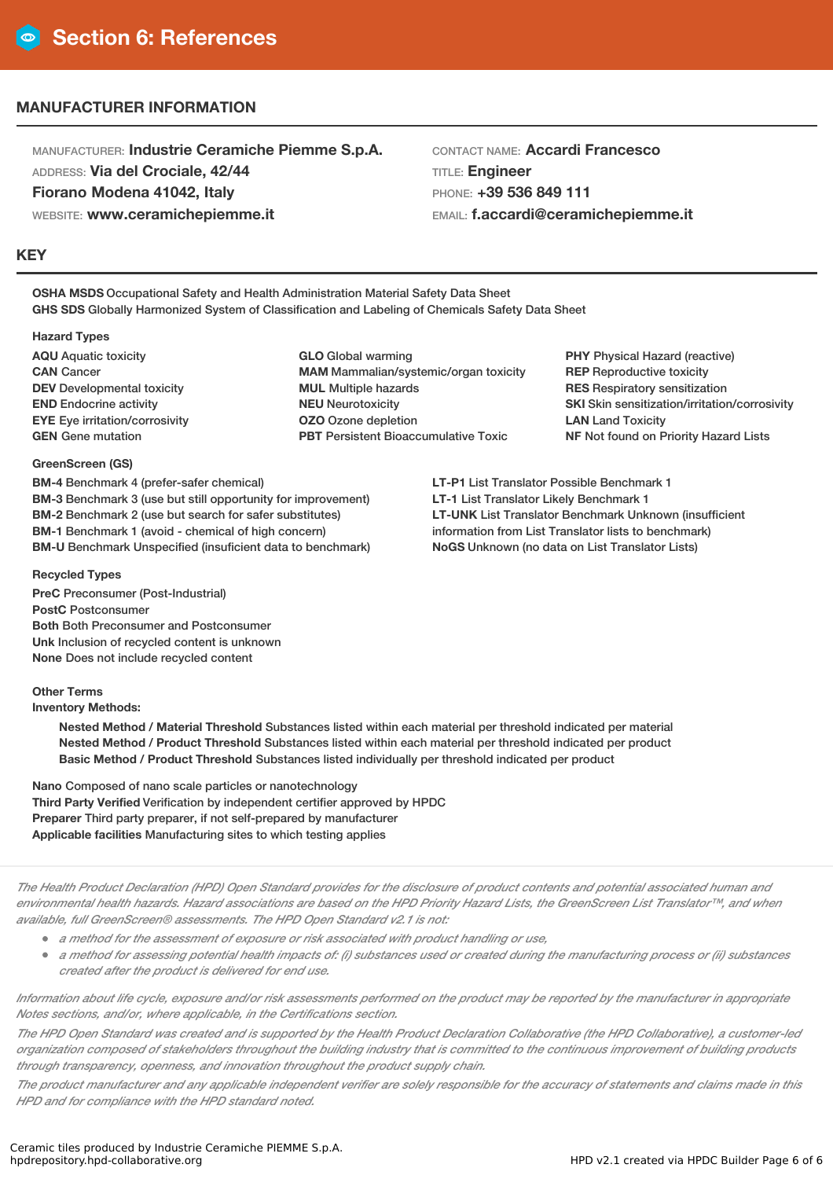# Section 6: References

## MANUFACTURER INFORMATION

MANUFACTURER: **Industrie Ceramiche Piemme S.p.A.**
ADDRESS: **Via del Crociale, 42/44**
**Fiorano Modena 41042, Italy**
WEBSITE: **www.ceramichepiemme.it**

CONTACT NAME: **Accardi Francesco**
TITLE: **Engineer**
PHONE: **+39 536 849 111**
EMAIL: **f.accardi@ceramichepiemme.it**

## KEY

**OSHA MSDS** Occupational Safety and Health Administration Material Safety Data Sheet
**GHS SDS** Globally Harmonized System of Classification and Labeling of Chemicals Safety Data Sheet

**Hazard Types**

**AQU** Aquatic toxicity
**CAN** Cancer
**DEV** Developmental toxicity
**END** Endocrine activity
**EYE** Eye irritation/corrosivity
**GEN** Gene mutation
**GLO** Global warming
**MAM** Mammalian/systemic/organ toxicity
**MUL** Multiple hazards
**NEU** Neurotoxicity
**OZO** Ozone depletion
**PBT** Persistent Bioaccumulative Toxic
**PHY** Physical Hazard (reactive)
**REP** Reproductive toxicity
**RES** Respiratory sensitization
**SKI** Skin sensitization/irritation/corrosivity
**LAN** Land Toxicity
**NF** Not found on Priority Hazard Lists

**GreenScreen (GS)**

**BM-4** Benchmark 4 (prefer-safer chemical)
**BM-3** Benchmark 3 (use but still opportunity for improvement)
**BM-2** Benchmark 2 (use but search for safer substitutes)
**BM-1** Benchmark 1 (avoid - chemical of high concern)
**BM-U** Benchmark Unspecified (insuficient data to benchmark)
**LT-P1** List Translator Possible Benchmark 1
**LT-1** List Translator Likely Benchmark 1
**LT-UNK** List Translator Benchmark Unknown (insufficient information from List Translator lists to benchmark)
**NoGS** Unknown (no data on List Translator Lists)

**Recycled Types**

**PreC** Preconsumer (Post-Industrial)
**PostC** Postconsumer
**Both** Both Preconsumer and Postconsumer
**Unk** Inclusion of recycled content is unknown
**None** Does not include recycled content

**Other Terms**
**Inventory Methods:**

- **Nested Method / Material Threshold** Substances listed within each material per threshold indicated per material
- **Nested Method / Product Threshold** Substances listed within each material per threshold indicated per product
- **Basic Method / Product Threshold** Substances listed individually per threshold indicated per product

**Nano** Composed of nano scale particles or nanotechnology
**Third Party Verified** Verification by independent certifier approved by HPDC
**Preparer** Third party preparer, if not self-prepared by manufacturer
**Applicable facilities** Manufacturing sites to which testing applies

*The Health Product Declaration (HPD) Open Standard provides for the disclosure of product contents and potential associated human and environmental health hazards. Hazard associations are based on the HPD Priority Hazard Lists, the GreenScreen List Translator™, and when available, full GreenScreen® assessments. The HPD Open Standard v2.1 is not:*

- *a method for the assessment of exposure or risk associated with product handling or use,*
- *a method for assessing potential health impacts of: (i) substances used or created during the manufacturing process or (ii) substances created after the product is delivered for end use.*

*Information about life cycle, exposure and/or risk assessments performed on the product may be reported by the manufacturer in appropriate Notes sections, and/or, where applicable, in the Certifications section.*

*The HPD Open Standard was created and is supported by the Health Product Declaration Collaborative (the HPD Collaborative), a customer-led organization composed of stakeholders throughout the building industry that is committed to the continuous improvement of building products through transparency, openness, and innovation throughout the product supply chain.*

*The product manufacturer and any applicable independent verifier are solely responsible for the accuracy of statements and claims made in this HPD and for compliance with the HPD standard noted.*